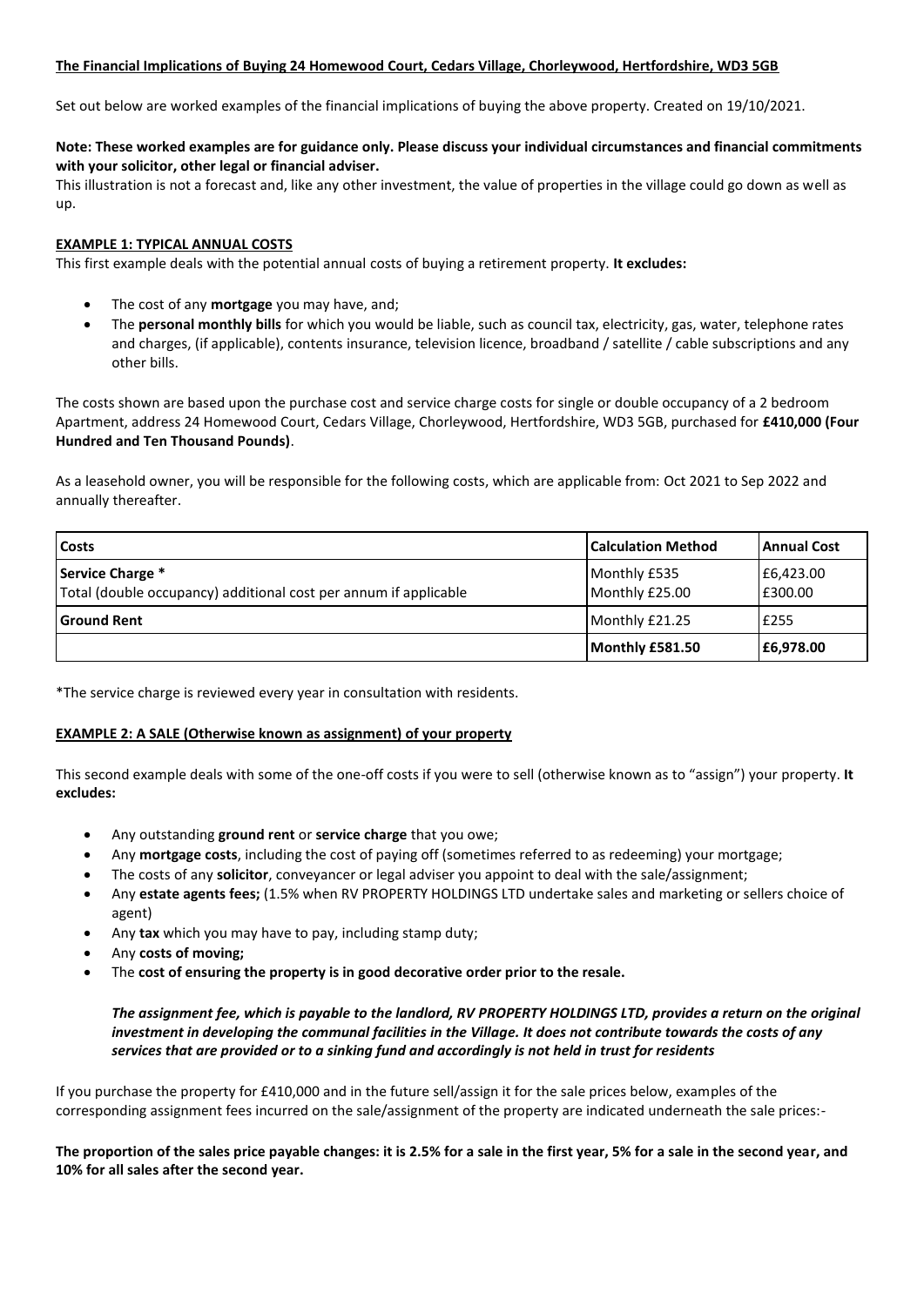**The Financial Implications of Buying 24 Homewood Court, Cedars Village, Chorleywood, Hertfordshire, WD3 5GB**

Set out below are worked examples of the financial implications of buying the above property. Created on 19/10/2021.

**Note: These worked examples are for guidance only. Please discuss your individual circumstances and financial commitments with your solicitor, other legal or financial adviser.**

This illustration is not a forecast and, like any other investment, the value of properties in the village could go down as well as up.

**EXAMPLE 1: TYPICAL ANNUAL COSTS**

This first example deals with the potential annual costs of buying a retirement property. **It excludes:**

- The cost of any **mortgage** you may have, and;
- The **personal monthly bills** for which you would be liable, such as council tax, electricity, gas, water, telephone rates and charges, (if applicable), contents insurance, television licence, broadband / satellite / cable subscriptions and any other bills.

The costs shown are based upon the purchase cost and service charge costs for single or double occupancy of a 2 bedroom Apartment, address 24 Homewood Court, Cedars Village, Chorleywood, Hertfordshire, WD3 5GB, purchased for **£410,000 (Four Hundred and Ten Thousand Pounds)**.

As a leasehold owner, you will be responsible for the following costs, which are applicable from: Oct 2021 to Sep 2022 and annually thereafter.

| Costs | Calculation Method | Annual Cost |
|---|---|---|
| **Service Charge** *<br>Total (double occupancy) additional cost per annum if applicable | Monthly £535<br>Monthly £25.00 | £6,423.00<br>£300.00 |
| **Ground Rent** | Monthly £21.25 | £255 |
| | **Monthly £581.50** | **£6,978.00** |

*The service charge is reviewed every year in consultation with residents.

**EXAMPLE 2: A SALE (Otherwise known as assignment) of your property**

This second example deals with some of the one-off costs if you were to sell (otherwise known as to "assign") your property. **It excludes:**

- Any outstanding **ground rent** or **service charge** that you owe;
- Any **mortgage costs**, including the cost of paying off (sometimes referred to as redeeming) your mortgage;
- The costs of any **solicitor**, conveyancer or legal adviser you appoint to deal with the sale/assignment;
- Any **estate agents fees;** (1.5% when RV PROPERTY HOLDINGS LTD undertake sales and marketing or sellers choice of agent)
- Any **tax** which you may have to pay, including stamp duty;
- Any **costs of moving;**
- The **cost of ensuring the property is in good decorative order prior to the resale.**

> ***The assignment fee, which is payable to the landlord, RV PROPERTY HOLDINGS LTD, provides a return on the original investment in developing the communal facilities in the Village. It does not contribute towards the costs of any services that are provided or to a sinking fund and accordingly is not held in trust for residents***

If you purchase the property for £410,000 and in the future sell/assign it for the sale prices below, examples of the corresponding assignment fees incurred on the sale/assignment of the property are indicated underneath the sale prices:-

**The proportion of the sales price payable changes: it is 2.5% for a sale in the first year, 5% for a sale in the second year, and 10% for all sales after the second year.**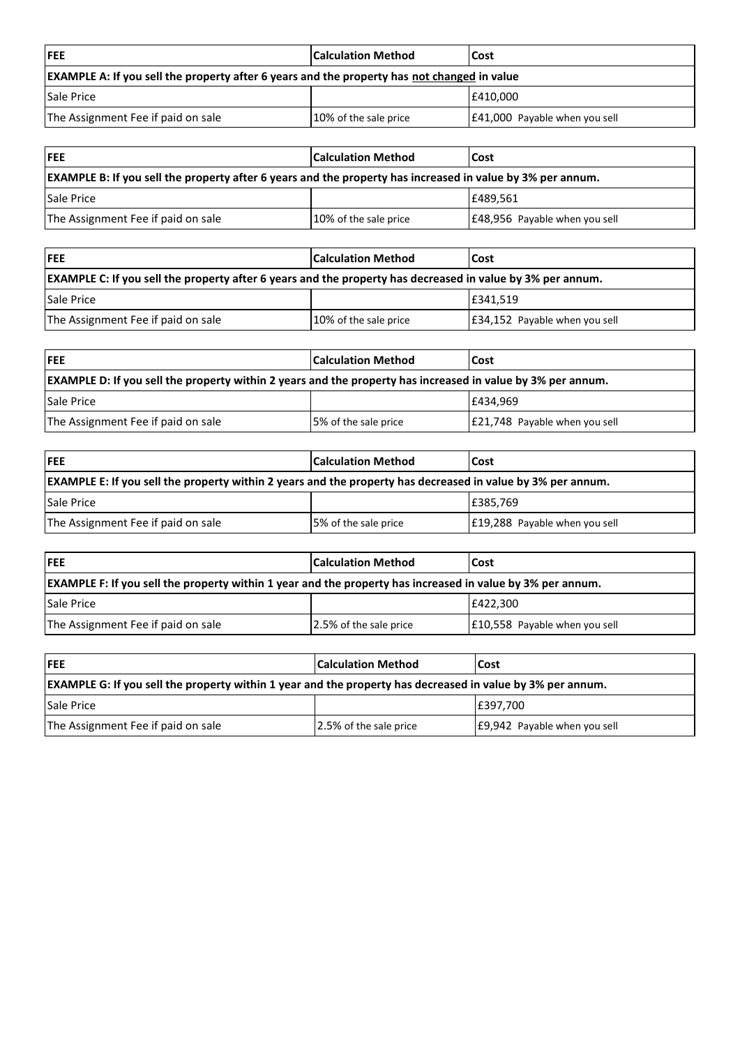| FEE | Calculation Method | Cost |
|---|---|---|
| **EXAMPLE A: If you sell the property after 6 years and the property has <u>not changed</u> in value** | | |
| Sale Price | | £410,000 |
| The Assignment Fee if paid on sale | 10% of the sale price | £41,000 Payable when you sell |

| FEE | Calculation Method | Cost |
|---|---|---|
| **EXAMPLE B: If you sell the property after 6 years and the property has increased in value by 3% per annum.** | | |
| Sale Price | | £489,561 |
| The Assignment Fee if paid on sale | 10% of the sale price | £48,956 Payable when you sell |

| FEE | Calculation Method | Cost |
|---|---|---|
| **EXAMPLE C: If you sell the property after 6 years and the property has decreased in value by 3% per annum.** | | |
| Sale Price | | £341,519 |
| The Assignment Fee if paid on sale | 10% of the sale price | £34,152 Payable when you sell |

| FEE | Calculation Method | Cost |
|---|---|---|
| **EXAMPLE D: If you sell the property within 2 years and the property has increased in value by 3% per annum.** | | |
| Sale Price | | £434,969 |
| The Assignment Fee if paid on sale | 5% of the sale price | £21,748 Payable when you sell |

| FEE | Calculation Method | Cost |
|---|---|---|
| **EXAMPLE E: If you sell the property within 2 years and the property has decreased in value by 3% per annum.** | | |
| Sale Price | | £385,769 |
| The Assignment Fee if paid on sale | 5% of the sale price | £19,288 Payable when you sell |

| FEE | Calculation Method | Cost |
|---|---|---|
| **EXAMPLE F: If you sell the property within 1 year and the property has increased in value by 3% per annum.** | | |
| Sale Price | | £422,300 |
| The Assignment Fee if paid on sale | 2.5% of the sale price | £10,558 Payable when you sell |

| FEE | Calculation Method | Cost |
|---|---|---|
| **EXAMPLE G: If you sell the property within 1 year and the property has decreased in value by 3% per annum.** | | |
| Sale Price | | £397,700 |
| The Assignment Fee if paid on sale | 2.5% of the sale price | £9,942 Payable when you sell |